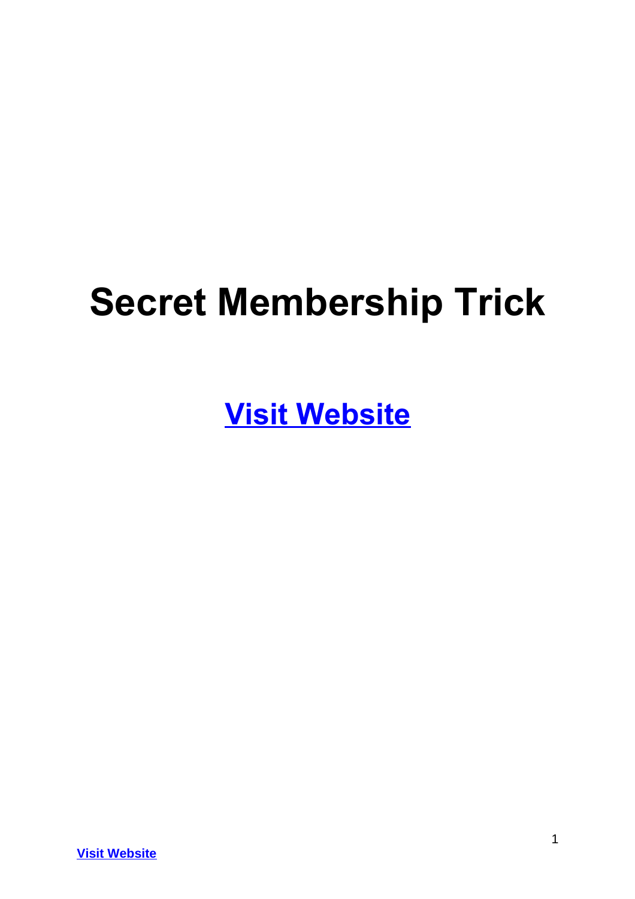# Secret Membership Trick

**Visit Website**

**Visit Website**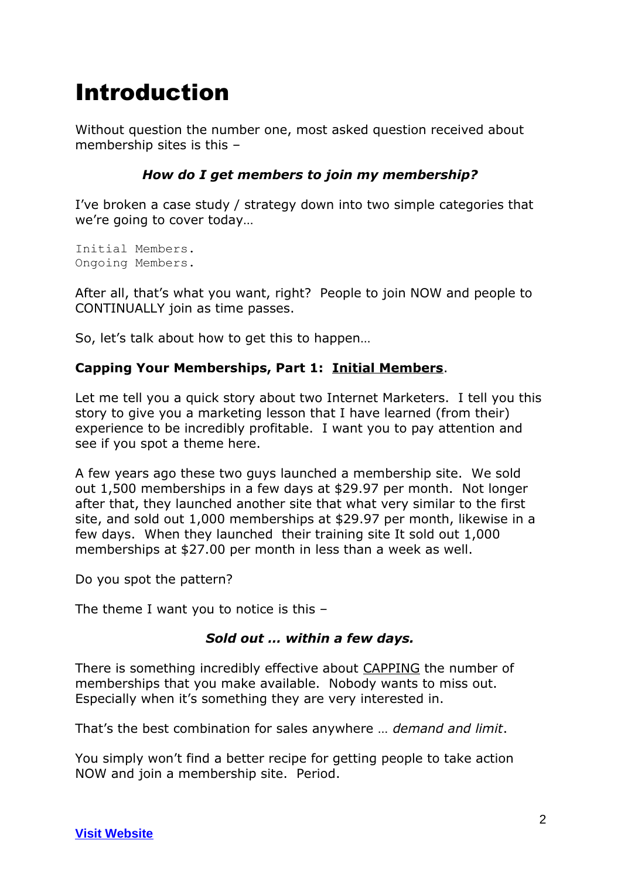# Introduction

Without question the number one, most asked question received about membership sites is this –

***How do I get members to join my membership?***

I've broken a case study / strategy down into two simple categories that we're going to cover today…

```
Initial Members.
Ongoing Members.
```

After all, that's what you want, right? People to join NOW and people to CONTINUALLY join as time passes.

So, let's talk about how to get this to happen…

**Capping Your Memberships, Part 1: <u>Initial Members</u>.**

Let me tell you a quick story about two Internet Marketers. I tell you this story to give you a marketing lesson that I have learned (from their) experience to be incredibly profitable. I want you to pay attention and see if you spot a theme here.

A few years ago these two guys launched a membership site. We sold out 1,500 memberships in a few days at $29.97 per month. Not longer after that, they launched another site that what very similar to the first site, and sold out 1,000 memberships at $29.97 per month, likewise in a few days. When they launched their training site It sold out 1,000 memberships at $27.00 per month in less than a week as well.

Do you spot the pattern?

The theme I want you to notice is this –

***Sold out … within a few days.***

There is something incredibly effective about <u>CAPPING</u> the number of memberships that you make available. Nobody wants to miss out. Especially when it's something they are very interested in.

That's the best combination for sales anywhere … *demand and limit*.

You simply won't find a better recipe for getting people to take action NOW and join a membership site. Period.

[Visit Website]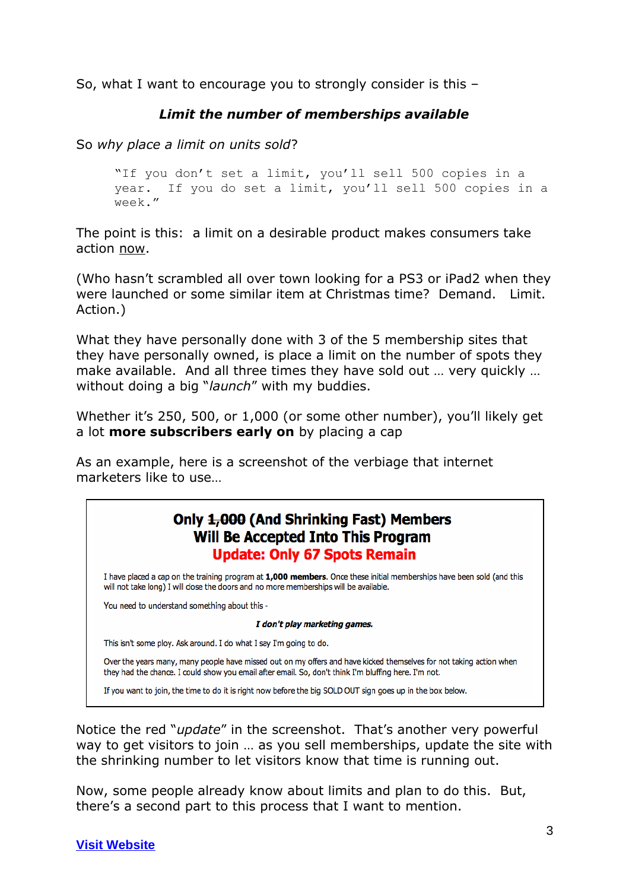So, what I want to encourage you to strongly consider is this –

***Limit the number of memberships available***

So *why place a limit on units sold*?

> "If you don't set a limit, you'll sell 500 copies in a year. If you do set a limit, you'll sell 500 copies in a week."

The point is this: a limit on a desirable product makes consumers take action <u>now</u>.

(Who hasn't scrambled all over town looking for a PS3 or iPad2 when they were launched or some similar item at Christmas time? Demand. Limit. Action.)

What they have personally done with 3 of the 5 membership sites that they have personally owned, is place a limit on the number of spots they make available. And all three times they have sold out … very quickly … without doing a big "*launch*" with my buddies.

Whether it's 250, 500, or 1,000 (or some other number), you'll likely get a lot **more subscribers early on** by placing a cap

As an example, here is a screenshot of the verbiage that internet marketers like to use…

> **Only ~~1,000~~ (And Shrinking Fast) Members**
> **Will Be Accepted Into This Program**
> **Update: Only 67 Spots Remain**
>
> I have placed a cap on the training program at **1,000 members**. Once these initial memberships have been sold (and this will not take long) I will close the doors and no more memberships will be available.
>
> You need to understand something about this -
>
> ***I don't play marketing games.***
>
> This isn't some ploy. Ask around. I do what I say I'm going to do.
>
> Over the years many, many people have missed out on my offers and have kicked themselves for not taking action when they had the chance. I could show you email after email. So, don't think I'm bluffing here. I'm not.
>
> If you want to join, the time to do it is right now before the big SOLD OUT sign goes up in the box below.

Notice the red "*update*" in the screenshot. That's another very powerful way to get visitors to join … as you sell memberships, update the site with the shrinking number to let visitors know that time is running out.

Now, some people already know about limits and plan to do this. But, there's a second part to this process that I want to mention.

[Visit Website]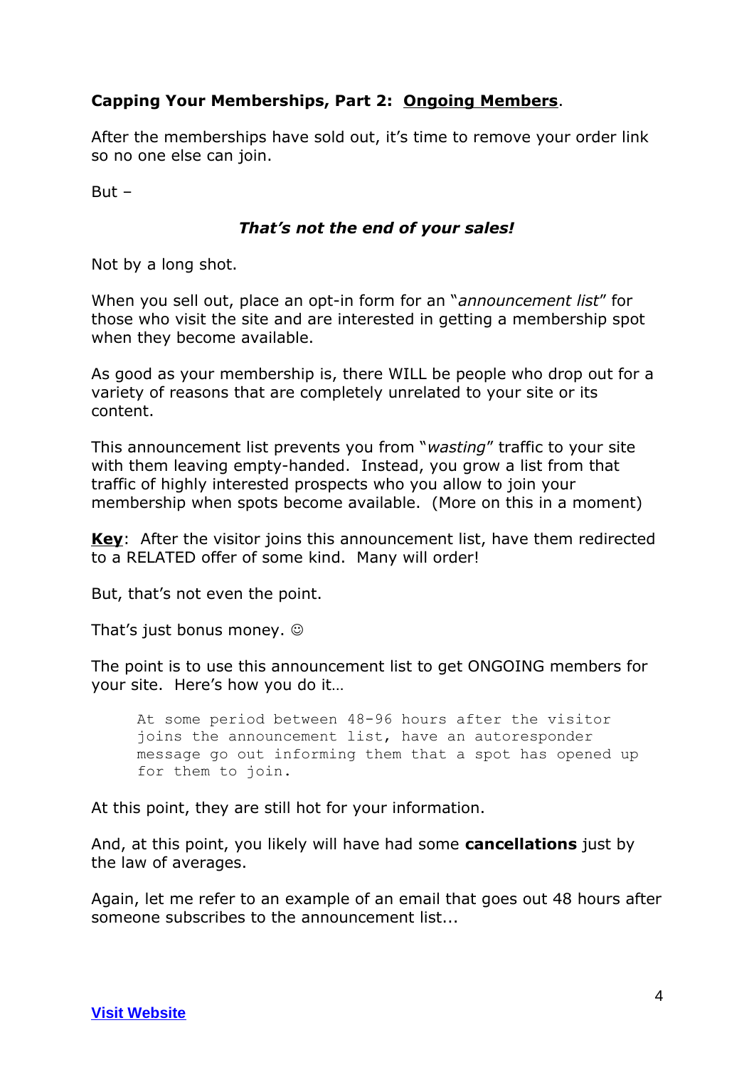**Capping Your Memberships, Part 2: <u>Ongoing Members</u>**.

After the memberships have sold out, it's time to remove your order link so no one else can join.

But –

***That's not the end of your sales!***

Not by a long shot.

When you sell out, place an opt-in form for an "*announcement list*" for those who visit the site and are interested in getting a membership spot when they become available.

As good as your membership is, there WILL be people who drop out for a variety of reasons that are completely unrelated to your site or its content.

This announcement list prevents you from "*wasting*" traffic to your site with them leaving empty-handed. Instead, you grow a list from that traffic of highly interested prospects who you allow to join your membership when spots become available. (More on this in a moment)

**<u>Key</u>**: After the visitor joins this announcement list, have them redirected to a RELATED offer of some kind. Many will order!

But, that's not even the point.

That's just bonus money. ☺

The point is to use this announcement list to get ONGOING members for your site. Here's how you do it…

```
At some period between 48-96 hours after the visitor
joins the announcement list, have an autoresponder
message go out informing them that a spot has opened up
for them to join.
```

At this point, they are still hot for your information.

And, at this point, you likely will have had some **cancellations** just by the law of averages.

Again, let me refer to an example of an email that goes out 48 hours after someone subscribes to the announcement list...

[Visit Website]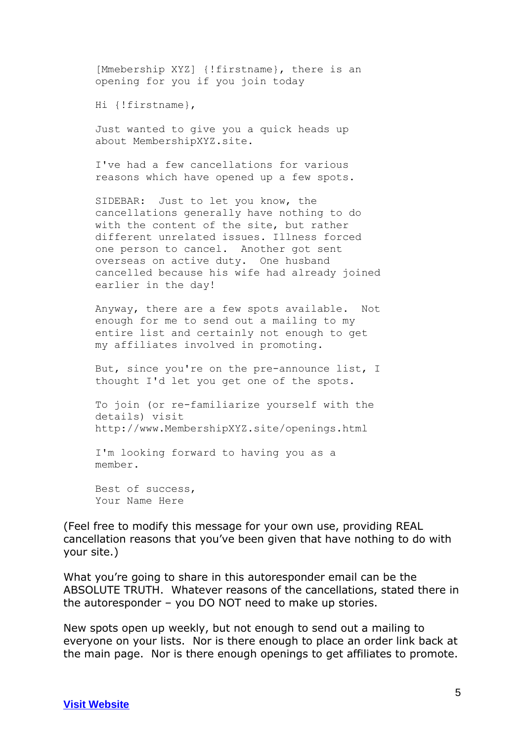```
[Mmebership XYZ] {!firstname}, there is an
opening for you if you join today

Hi {!firstname},

Just wanted to give you a quick heads up
about MembershipXYZ.site.

I've had a few cancellations for various
reasons which have opened up a few spots.

SIDEBAR:  Just to let you know, the
cancellations generally have nothing to do
with the content of the site, but rather
different unrelated issues. Illness forced
one person to cancel.  Another got sent
overseas on active duty.  One husband
cancelled because his wife had already joined
earlier in the day!

Anyway, there are a few spots available.  Not
enough for me to send out a mailing to my
entire list and certainly not enough to get
my affiliates involved in promoting.

But, since you're on the pre-announce list, I
thought I'd let you get one of the spots.

To join (or re-familiarize yourself with the
details) visit
http://www.MembershipXYZ.site/openings.html

I'm looking forward to having you as a
member.

Best of success,
Your Name Here
```

(Feel free to modify this message for your own use, providing REAL cancellation reasons that you've been given that have nothing to do with your site.)

What you're going to share in this autoresponder email can be the ABSOLUTE TRUTH. Whatever reasons of the cancellations, stated there in the autoresponder – you DO NOT need to make up stories.

New spots open up weekly, but not enough to send out a mailing to everyone on your lists. Nor is there enough to place an order link back at the main page. Nor is there enough openings to get affiliates to promote.

**Visit Website**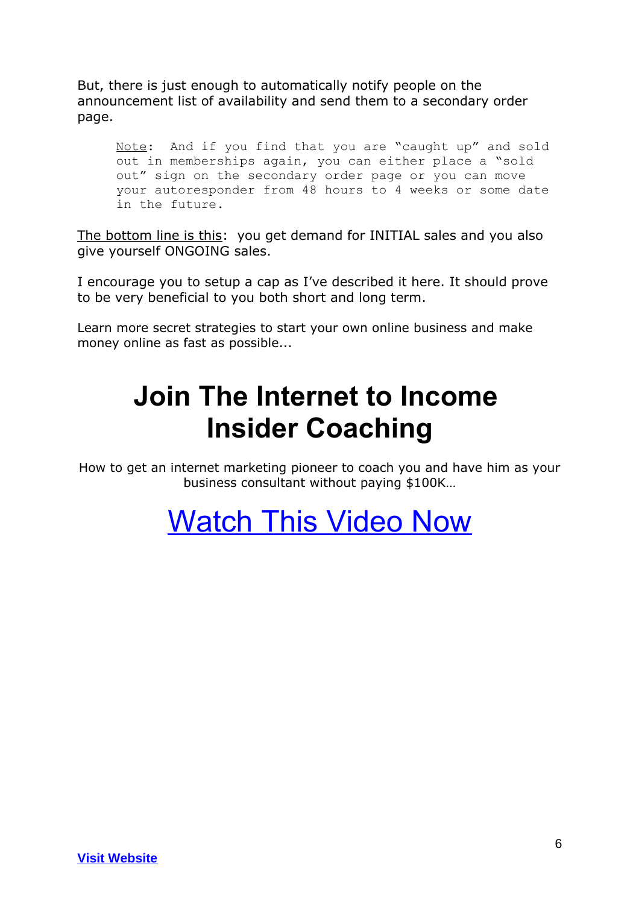But, there is just enough to automatically notify people on the announcement list of availability and send them to a secondary order page.

> Note: And if you find that you are "caught up" and sold out in memberships again, you can either place a "sold out" sign on the secondary order page or you can move your autoresponder from 48 hours to 4 weeks or some date in the future.

The bottom line is this: you get demand for INITIAL sales and you also give yourself ONGOING sales.

I encourage you to setup a cap as I've described it here. It should prove to be very beneficial to you both short and long term.

Learn more secret strategies to start your own online business and make money online as fast as possible...

# Join The Internet to Income Insider Coaching

How to get an internet marketing pioneer to coach you and have him as your business consultant without paying $100K…

## Watch This Video Now

**Visit Website**